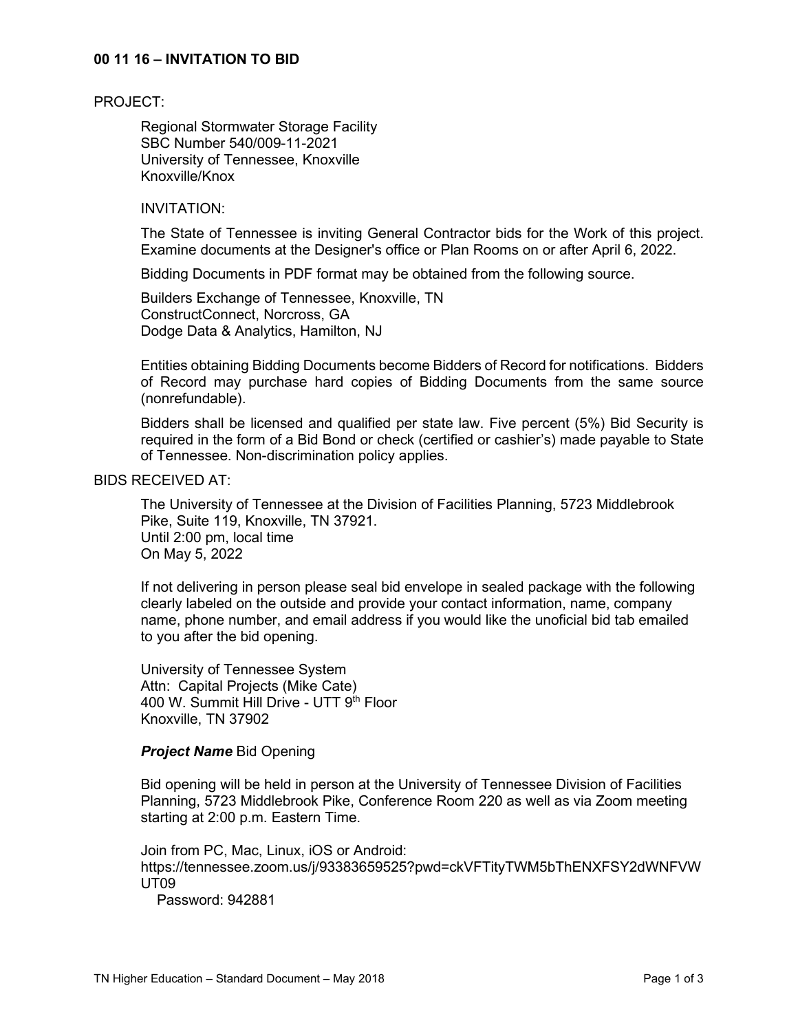# 00 11 16 – INVITATION TO BID

PROJECT:

Regional Stormwater Storage Facility
SBC Number 540/009-11-2021
University of Tennessee, Knoxville
Knoxville/Knox

INVITATION:

The State of Tennessee is inviting General Contractor bids for the Work of this project. Examine documents at the Designer's office or Plan Rooms on or after April 6, 2022.

Bidding Documents in PDF format may be obtained from the following source.

Builders Exchange of Tennessee, Knoxville, TN
ConstructConnect, Norcross, GA
Dodge Data & Analytics, Hamilton, NJ

Entities obtaining Bidding Documents become Bidders of Record for notifications. Bidders of Record may purchase hard copies of Bidding Documents from the same source (nonrefundable).

Bidders shall be licensed and qualified per state law. Five percent (5%) Bid Security is required in the form of a Bid Bond or check (certified or cashier's) made payable to State of Tennessee. Non-discrimination policy applies.

BIDS RECEIVED AT:

The University of Tennessee at the Division of Facilities Planning, 5723 Middlebrook Pike, Suite 119, Knoxville, TN 37921.
Until 2:00 pm, local time
On May 5, 2022

If not delivering in person please seal bid envelope in sealed package with the following clearly labeled on the outside and provide your contact information, name, company name, phone number, and email address if you would like the unoficial bid tab emailed to you after the bid opening.

University of Tennessee System
Attn: Capital Projects (Mike Cate)
400 W. Summit Hill Drive - UTT 9th Floor
Knoxville, TN 37902

***Project Name*** Bid Opening

Bid opening will be held in person at the University of Tennessee Division of Facilities Planning, 5723 Middlebrook Pike, Conference Room 220 as well as via Zoom meeting starting at 2:00 p.m. Eastern Time.

Join from PC, Mac, Linux, iOS or Android:
https://tennessee.zoom.us/j/93383659525?pwd=ckVFTityTWM5bThENXFSY2dWNFVWUT09
Password: 942881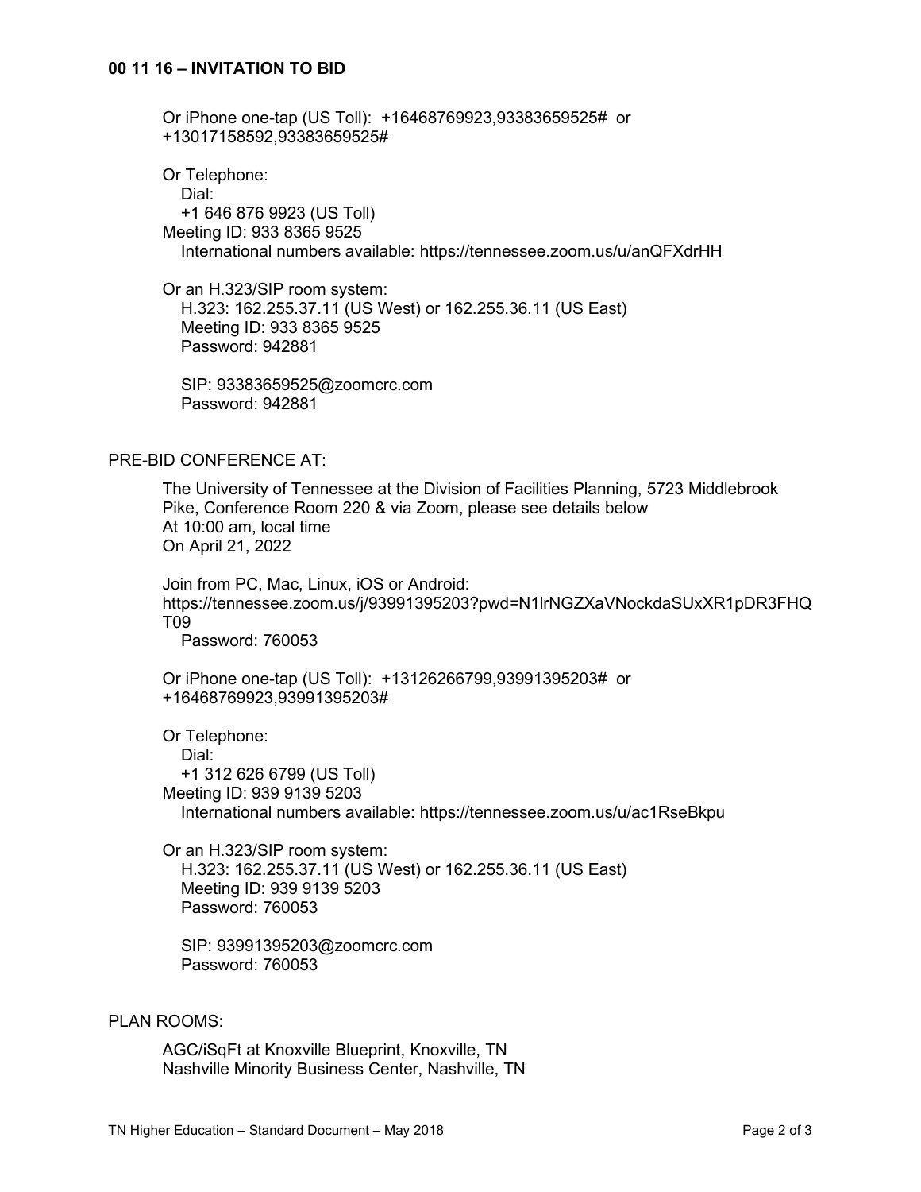## 00 11 16 – INVITATION TO BID

Or iPhone one-tap (US Toll): +16468769923,93383659525# or +13017158592,93383659525#

Or Telephone:
Dial:
+1 646 876 9923 (US Toll)
Meeting ID: 933 8365 9525
International numbers available: https://tennessee.zoom.us/u/anQFXdrHH

Or an H.323/SIP room system:
H.323: 162.255.37.11 (US West) or 162.255.36.11 (US East)
Meeting ID: 933 8365 9525
Password: 942881

SIP: 93383659525@zoomcrc.com
Password: 942881

PRE-BID CONFERENCE AT:

The University of Tennessee at the Division of Facilities Planning, 5723 Middlebrook Pike, Conference Room 220 & via Zoom, please see details below
At 10:00 am, local time
On April 21, 2022

Join from PC, Mac, Linux, iOS or Android:
https://tennessee.zoom.us/j/93991395203?pwd=N1lrNGZXaVNockdaSUxXR1pDR3FHQT09
Password: 760053

Or iPhone one-tap (US Toll): +13126266799,93991395203# or +16468769923,93991395203#

Or Telephone:
Dial:
+1 312 626 6799 (US Toll)
Meeting ID: 939 9139 5203
International numbers available: https://tennessee.zoom.us/u/ac1RseBkpu

Or an H.323/SIP room system:
H.323: 162.255.37.11 (US West) or 162.255.36.11 (US East)
Meeting ID: 939 9139 5203
Password: 760053

SIP: 93991395203@zoomcrc.com
Password: 760053

PLAN ROOMS:

AGC/iSqFt at Knoxville Blueprint, Knoxville, TN
Nashville Minority Business Center, Nashville, TN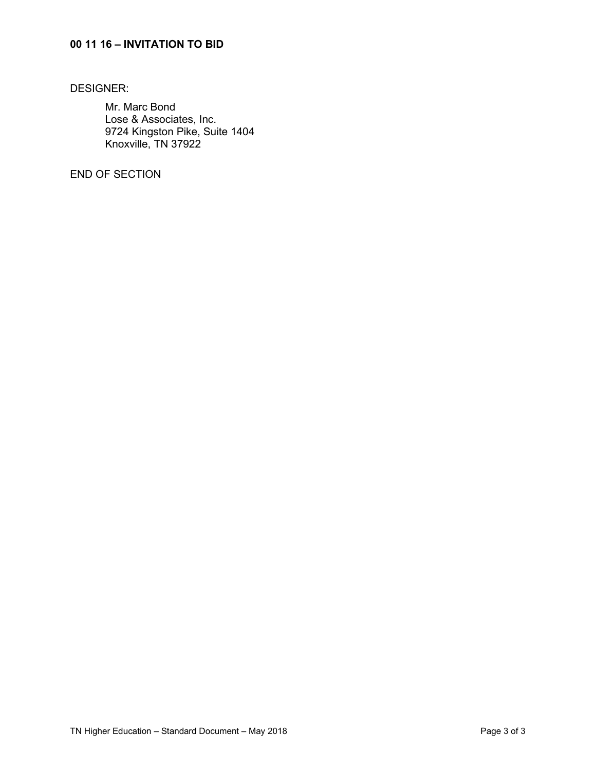**00 11 16 – INVITATION TO BID**

DESIGNER:

Mr. Marc Bond
Lose & Associates, Inc.
9724 Kingston Pike, Suite 1404
Knoxville, TN 37922

END OF SECTION